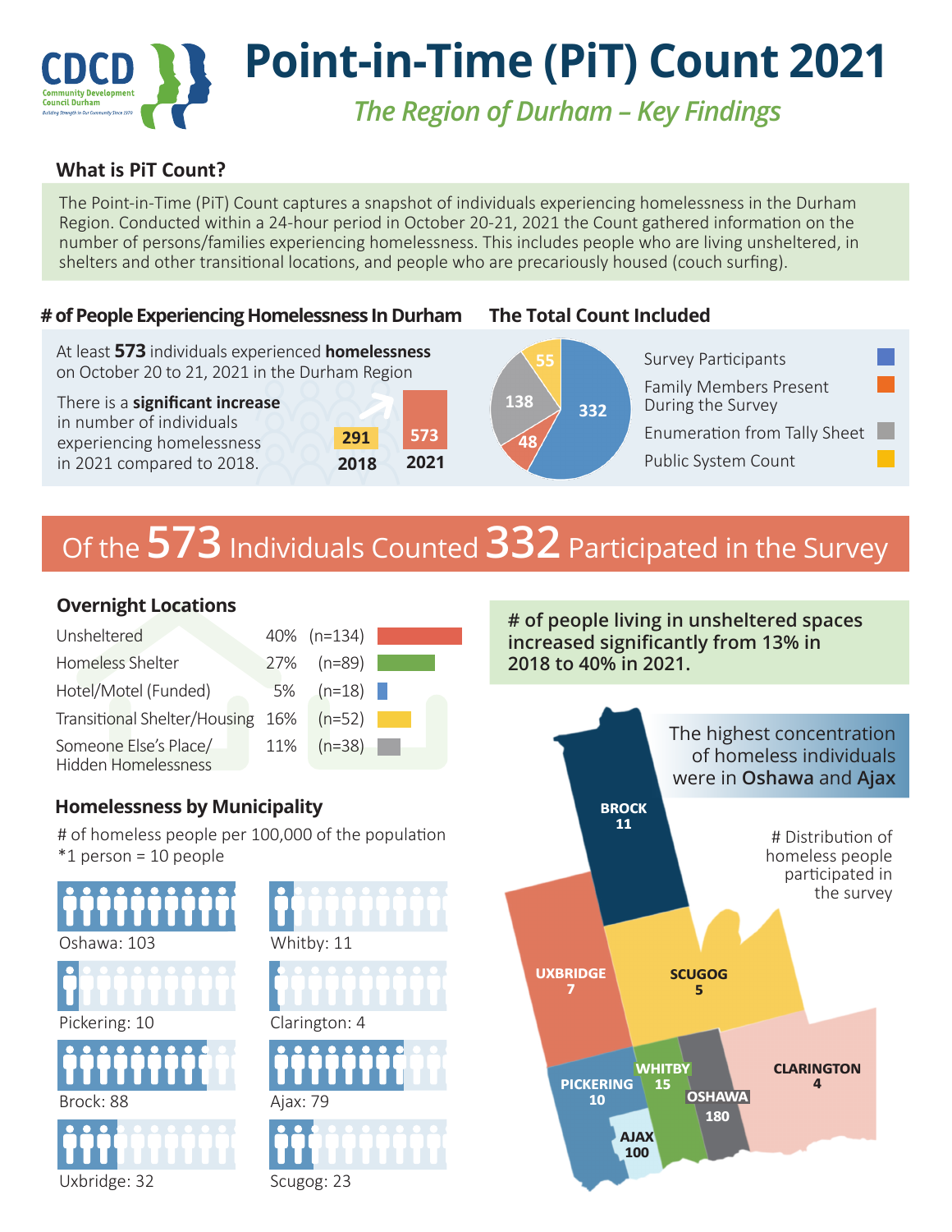# Point-in-Time (PiT) Count 2021

*The Region of Durham – Key Findings*

CDCD Community Development Council Durham

## What is PiT Count?

The Point-in-Time (PiT) Count captures a snapshot of individuals experiencing homelessness in the Durham Region. Conducted within a 24-hour period in October 20-21, 2021 the Count gathered information on the number of persons/families experiencing homelessness. This includes people who are living unsheltered, in shelters and other transitional locations, and people who are precariously housed (couch surfing).

## # of People Experiencing Homelessness In Durham

At least **573** individuals experienced **homelessness** on October 20 to 21, 2021 in the Durham Region

There is a **significant increase** in number of individuals experiencing homelessness in 2021 compared to 2018.

| 2018 | 2021 |
|---|---|
| 291 | 573 |

## The Total Count Included

| Category | Count |
|---|---|
| Survey Participants | 332 |
| Family Members Present During the Survey | 48 |
| Enumeration from Tally Sheet | 138 |
| Public System Count | 55 |

## Of the 573 Individuals Counted 332 Participated in the Survey

### Overnight Locations

| Location | % | n |
|---|---|---|
| Unsheltered | 40% | (n=134) |
| Homeless Shelter | 27% | (n=89) |
| Hotel/Motel (Funded) | 5% | (n=18) |
| Transitional Shelter/Housing | 16% | (n=52) |
| Someone Else's Place/ Hidden Homelessness | 11% | (n=38) |

**# of people living in unsheltered spaces increased significantly from 13% in 2018 to 40% in 2021.**

### Homelessness by Municipality

# of homeless people per 100,000 of the population
*1 person = 10 people

| Municipality | Per 100,000 |
|---|---|
| Oshawa | 103 |
| Whitby | 11 |
| Pickering | 10 |
| Clarington | 4 |
| Brock | 88 |
| Ajax | 79 |
| Uxbridge | 32 |
| Scugog | 23 |

The highest concentration of homeless individuals were in **Oshawa** and **Ajax**

# Distribution of homeless people participated in the survey

| Municipality | Count |
|---|---|
| Brock | 11 |
| Uxbridge | 7 |
| Scugog | 5 |
| Pickering | 10 |
| Whitby | 15 |
| Oshawa | 180 |
| Clarington | 4 |
| Ajax | 100 |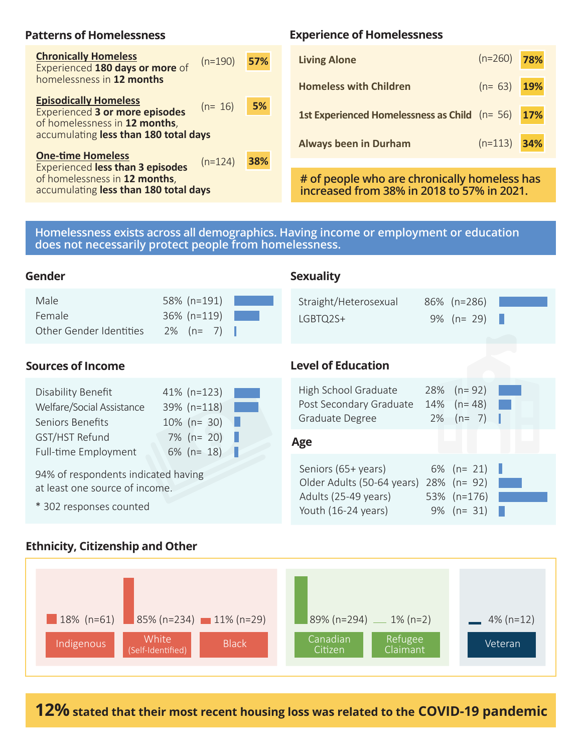## Patterns of Homelessness

| Pattern | n | % |
|---|---|---|
| **Chronically Homeless** – Experienced **180 days or more** of homelessness in **12 months** | (n=190) | **57%** |
| **Episodically Homeless** – Experienced **3 or more episodes** of homelessness in **12 months**, accumulating **less than 180 total days** | (n= 16) | **5%** |
| **One-time Homeless** – Experienced **less than 3 episodes** of homelessness in **12 months**, accumulating **less than 180 total days** | (n=124) | **38%** |

## Experience of Homelessness

| Experience | n | % |
|---|---|---|
| **Living Alone** | (n=260) | **78%** |
| **Homeless with Children** | (n= 63) | **19%** |
| **1st Experienced Homelessness as Child** | (n= 56) | **17%** |
| **Always been in Durham** | (n=113) | **34%** |

**# of people who are chronically homeless has increased from 38% in 2018 to 57% in 2021.**

**Homelessness exists across all demographics. Having income or employment or education does not necessarily protect people from homelessness.**

## Gender

| Gender | % | n |
|---|---|---|
| Male | 58% | (n=191) |
| Female | 36% | (n=119) |
| Other Gender Identities | 2% | (n= 7) |

## Sexuality

| Sexuality | % | n |
|---|---|---|
| Straight/Heterosexual | 86% | (n=286) |
| LGBTQ2S+ | 9% | (n= 29) |

## Sources of Income

| Source | % | n |
|---|---|---|
| Disability Benefit | 41% | (n=123) |
| Welfare/Social Assistance | 39% | (n=118) |
| Seniors Benefits | 10% | (n= 30) |
| GST/HST Refund | 7% | (n= 20) |
| Full-time Employment | 6% | (n= 18) |

94% of respondents indicated having at least one source of income.

* 302 responses counted

## Level of Education

| Level | % | n |
|---|---|---|
| High School Graduate | 28% | (n= 92) |
| Post Secondary Graduate | 14% | (n= 48) |
| Graduate Degree | 2% | (n= 7) |

## Age

| Age | % | n |
|---|---|---|
| Seniors (65+ years) | 6% | (n= 21) |
| Older Adults (50-64 years) | 28% | (n= 92) |
| Adults (25-49 years) | 53% | (n=176) |
| Youth (16-24 years) | 9% | (n= 31) |

## Ethnicity, Citizenship and Other

| Category | % | n |
|---|---|---|
| Indigenous | 18% | (n=61) |
| White (Self-Identified) | 85% | (n=234) |
| Black | 11% | (n=29) |
| Canadian Citizen | 89% | (n=294) |
| Refugee Claimant | 1% | (n=2) |
| Veteran | 4% | (n=12) |

**12% stated that their most recent housing loss was related to the COVID-19 pandemic**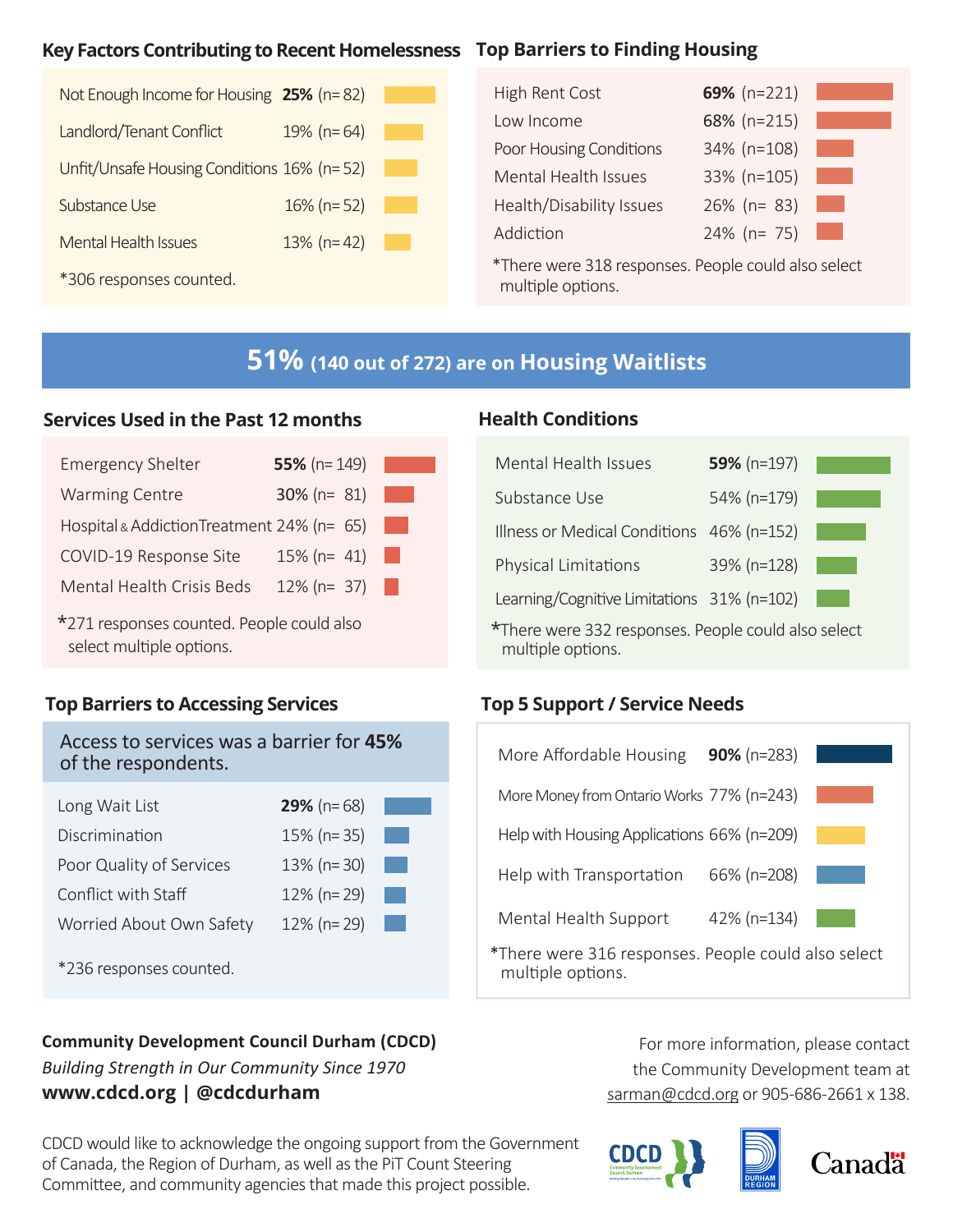## Key Factors Contributing to Recent Homelessness

Not Enough Income for Housing **25%** (n= 82)

Landlord/Tenant Conflict 19% (n= 64)

Unfit/Unsafe Housing Conditions 16% (n= 52)

Substance Use 16% (n= 52)

Mental Health Issues 13% (n= 42)

*306 responses counted.

## Top Barriers to Finding Housing

High Rent Cost **69%** (n=221)

Low Income **68%** (n=215)

Poor Housing Conditions 34% (n=108)

Mental Health Issues 33% (n=105)

Health/Disability Issues 26% (n= 83)

Addiction 24% (n= 75)

*There were 318 responses. People could also select multiple options.

## 51% (140 out of 272) are on Housing Waitlists

## Services Used in the Past 12 months

Emergency Shelter **55%** (n= 149)

Warming Centre 30% (n= 81)

Hospital & Addiction Treatment 24% (n= 65)

COVID-19 Response Site 15% (n= 41)

Mental Health Crisis Beds 12% (n= 37)

*271 responses counted. People could also select multiple options.

## Health Conditions

Mental Health Issues **59%** (n=197)

Substance Use 54% (n=179)

Illness or Medical Conditions 46% (n=152)

Physical Limitations 39% (n=128)

Learning/Cognitive Limitations 31% (n=102)

*There were 332 responses. People could also select multiple options.

## Top Barriers to Accessing Services

Access to services was a barrier for **45%** of the respondents.

Long Wait List **29%** (n= 68)

Discrimination 15% (n= 35)

Poor Quality of Services 13% (n= 30)

Conflict with Staff 12% (n= 29)

Worried About Own Safety 12% (n= 29)

*236 responses counted.

## Top 5 Support / Service Needs

More Affordable Housing **90%** (n=283)

More Money from Ontario Works 77% (n=243)

Help with Housing Applications 66% (n=209)

Help with Transportation 66% (n=208)

Mental Health Support 42% (n=134)

*There were 316 responses. People could also select multiple options.

**Community Development Council Durham (CDCD)**

*Building Strength in Our Community Since 1970*

**www.cdcd.org | @cdcdurham**

For more information, please contact the Community Development team at sarman@cdcd.org or 905-686-2661 x 138.

CDCD would like to acknowledge the ongoing support from the Government of Canada, the Region of Durham, as well as the PiT Count Steering Committee, and community agencies that made this project possible.